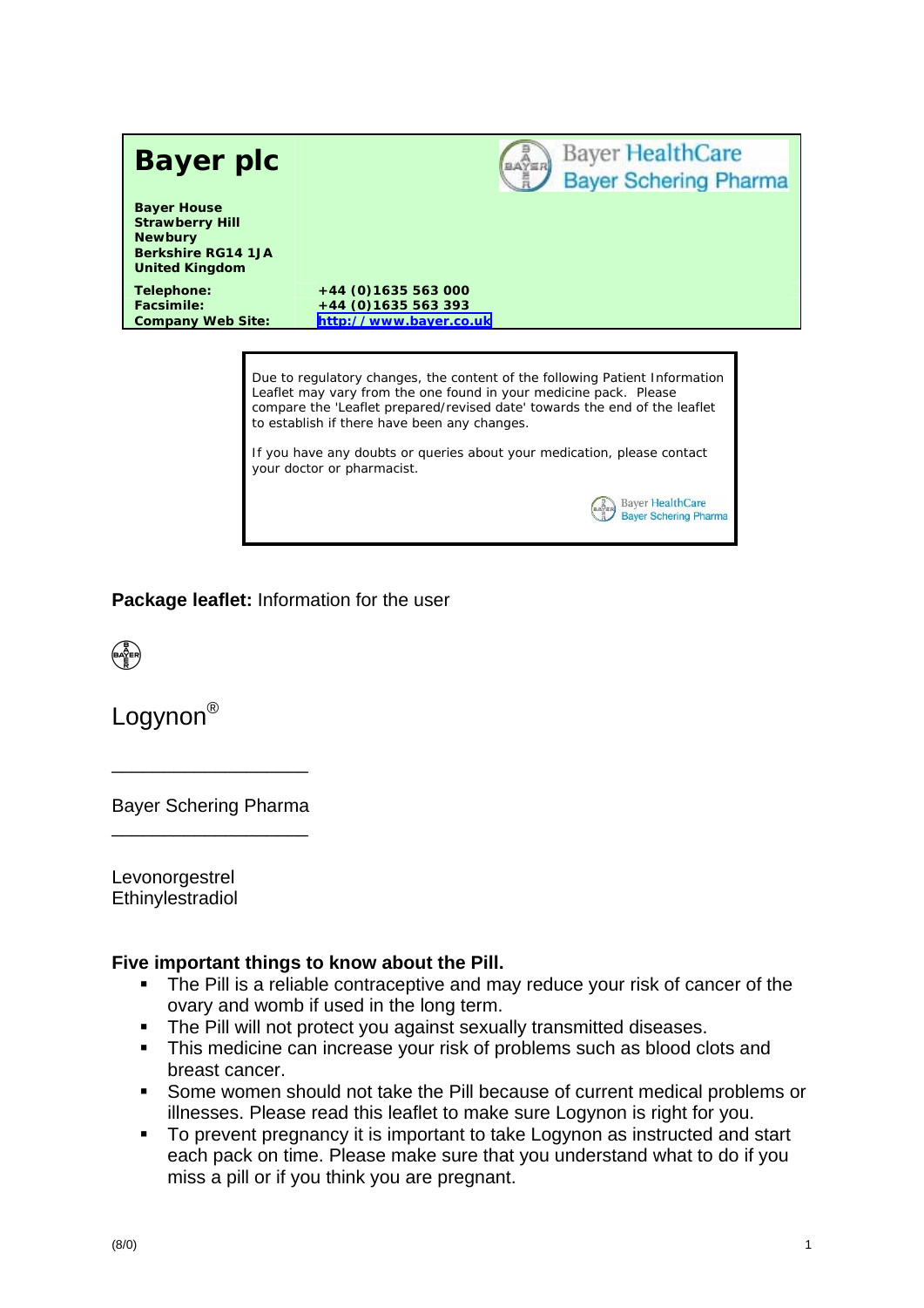# Bayer plc

**Bayer House**
**Strawberry Hill**
**Newbury**
**Berkshire RG14 1JA**
**United Kingdom**

| | |
|---|---|
| **Telephone:** | **+44 (0)1635 563 000** |
| **Facsimile:** | **+44 (0)1635 563 393** |
| **Company Web Site:** | **http://www.bayer.co.uk** |

Bayer HealthCare
Bayer Schering Pharma

Due to regulatory changes, the content of the following Patient Information Leaflet may vary from the one found in your medicine pack. Please compare the 'Leaflet prepared/revised date' towards the end of the leaflet to establish if there have been any changes.

If you have any doubts or queries about your medication, please contact your doctor or pharmacist.

Bayer HealthCare
Bayer Schering Pharma

**Package leaflet:** Information for the user

# Logynon®

Bayer Schering Pharma

Levonorgestrel
Ethinylestradiol

### Five important things to know about the Pill.

- The Pill is a reliable contraceptive and may reduce your risk of cancer of the ovary and womb if used in the long term.
- The Pill will not protect you against sexually transmitted diseases.
- This medicine can increase your risk of problems such as blood clots and breast cancer.
- Some women should not take the Pill because of current medical problems or illnesses. Please read this leaflet to make sure Logynon is right for you.
- To prevent pregnancy it is important to take Logynon as instructed and start each pack on time. Please make sure that you understand what to do if you miss a pill or if you think you are pregnant.

(8/0)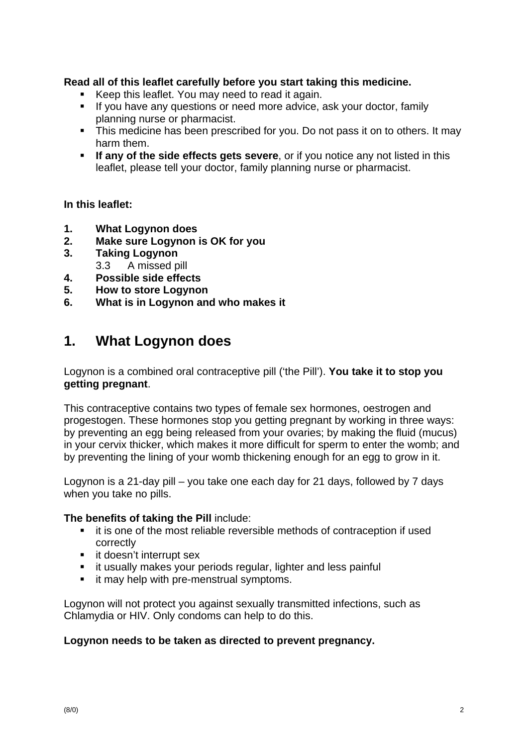**Read all of this leaflet carefully before you start taking this medicine.**

- Keep this leaflet. You may need to read it again.
- If you have any questions or need more advice, ask your doctor, family planning nurse or pharmacist.
- This medicine has been prescribed for you. Do not pass it on to others. It may harm them.
- **If any of the side effects gets severe**, or if you notice any not listed in this leaflet, please tell your doctor, family planning nurse or pharmacist.

**In this leaflet:**

1. **What Logynon does**
2. **Make sure Logynon is OK for you**
3. **Taking Logynon**
   3.3 A missed pill
4. **Possible side effects**
5. **How to store Logynon**
6. **What is in Logynon and who makes it**

# 1. What Logynon does

Logynon is a combined oral contraceptive pill ('the Pill'). **You take it to stop you getting pregnant**.

This contraceptive contains two types of female sex hormones, oestrogen and progestogen. These hormones stop you getting pregnant by working in three ways: by preventing an egg being released from your ovaries; by making the fluid (mucus) in your cervix thicker, which makes it more difficult for sperm to enter the womb; and by preventing the lining of your womb thickening enough for an egg to grow in it.

Logynon is a 21-day pill – you take one each day for 21 days, followed by 7 days when you take no pills.

**The benefits of taking the Pill** include:

- it is one of the most reliable reversible methods of contraception if used correctly
- it doesn't interrupt sex
- it usually makes your periods regular, lighter and less painful
- it may help with pre-menstrual symptoms.

Logynon will not protect you against sexually transmitted infections, such as Chlamydia or HIV. Only condoms can help to do this.

**Logynon needs to be taken as directed to prevent pregnancy.**

(8/0)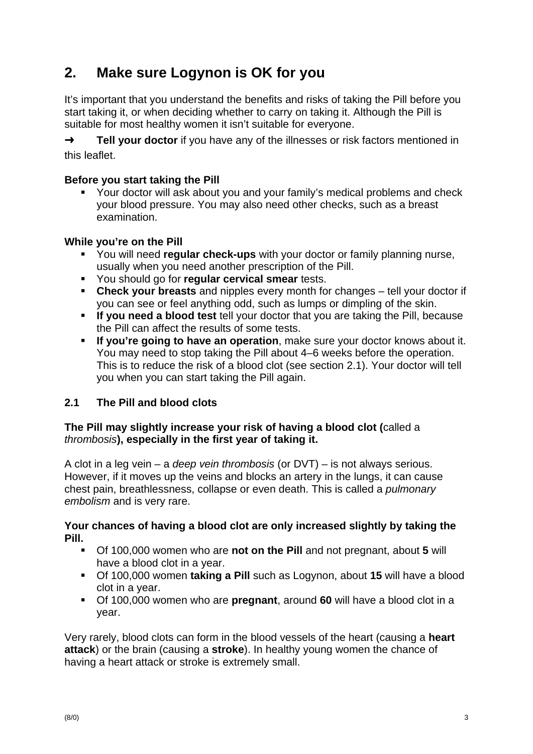## 2. Make sure Logynon is OK for you

It's important that you understand the benefits and risks of taking the Pill before you start taking it, or when deciding whether to carry on taking it. Although the Pill is suitable for most healthy women it isn't suitable for everyone.

➜ **Tell your doctor** if you have any of the illnesses or risk factors mentioned in this leaflet.

**Before you start taking the Pill**

- Your doctor will ask about you and your family's medical problems and check your blood pressure. You may also need other checks, such as a breast examination.

**While you're on the Pill**

- You will need **regular check-ups** with your doctor or family planning nurse, usually when you need another prescription of the Pill.
- You should go for **regular cervical smear** tests.
- **Check your breasts** and nipples every month for changes – tell your doctor if you can see or feel anything odd, such as lumps or dimpling of the skin.
- **If you need a blood test** tell your doctor that you are taking the Pill, because the Pill can affect the results of some tests.
- **If you're going to have an operation**, make sure your doctor knows about it. You may need to stop taking the Pill about 4–6 weeks before the operation. This is to reduce the risk of a blood clot (see section 2.1). Your doctor will tell you when you can start taking the Pill again.

### 2.1 The Pill and blood clots

**The Pill may slightly increase your risk of having a blood clot (**called a *thrombosis***), especially in the first year of taking it.**

A clot in a leg vein – a *deep vein thrombosis* (or DVT) – is not always serious. However, if it moves up the veins and blocks an artery in the lungs, it can cause chest pain, breathlessness, collapse or even death. This is called a *pulmonary embolism* and is very rare.

**Your chances of having a blood clot are only increased slightly by taking the Pill.**

- Of 100,000 women who are **not on the Pill** and not pregnant, about **5** will have a blood clot in a year.
- Of 100,000 women **taking a Pill** such as Logynon, about **15** will have a blood clot in a year.
- Of 100,000 women who are **pregnant**, around **60** will have a blood clot in a year.

Very rarely, blood clots can form in the blood vessels of the heart (causing a **heart attack**) or the brain (causing a **stroke**). In healthy young women the chance of having a heart attack or stroke is extremely small.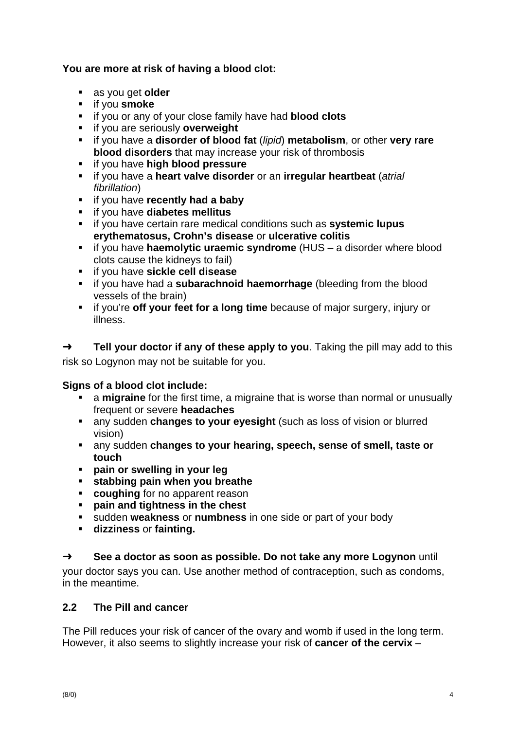**You are more at risk of having a blood clot:**

- as you get **older**
- if you **smoke**
- if you or any of your close family have had **blood clots**
- if you are seriously **overweight**
- if you have a **disorder of blood fat** (*lipid*) **metabolism**, or other **very rare blood disorders** that may increase your risk of thrombosis
- if you have **high blood pressure**
- if you have a **heart valve disorder** or an **irregular heartbeat** (*atrial fibrillation*)
- if you have **recently had a baby**
- if you have **diabetes mellitus**
- if you have certain rare medical conditions such as **systemic lupus erythematosus, Crohn's disease** or **ulcerative colitis**
- if you have **haemolytic uraemic syndrome** (HUS – a disorder where blood clots cause the kidneys to fail)
- if you have **sickle cell disease**
- if you have had a **subarachnoid haemorrhage** (bleeding from the blood vessels of the brain)
- if you're **off your feet for a long time** because of major surgery, injury or illness.

➜ **Tell your doctor if any of these apply to you**. Taking the pill may add to this risk so Logynon may not be suitable for you.

**Signs of a blood clot include:**

- a **migraine** for the first time, a migraine that is worse than normal or unusually frequent or severe **headaches**
- any sudden **changes to your eyesight** (such as loss of vision or blurred vision)
- any sudden **changes to your hearing, speech, sense of smell, taste or touch**
- **pain or swelling in your leg**
- **stabbing pain when you breathe**
- **coughing** for no apparent reason
- **pain and tightness in the chest**
- sudden **weakness** or **numbness** in one side or part of your body
- **dizziness** or **fainting.**

➜ **See a doctor as soon as possible. Do not take any more Logynon** until your doctor says you can. Use another method of contraception, such as condoms, in the meantime.

### 2.2 The Pill and cancer

The Pill reduces your risk of cancer of the ovary and womb if used in the long term. However, it also seems to slightly increase your risk of **cancer of the cervix** –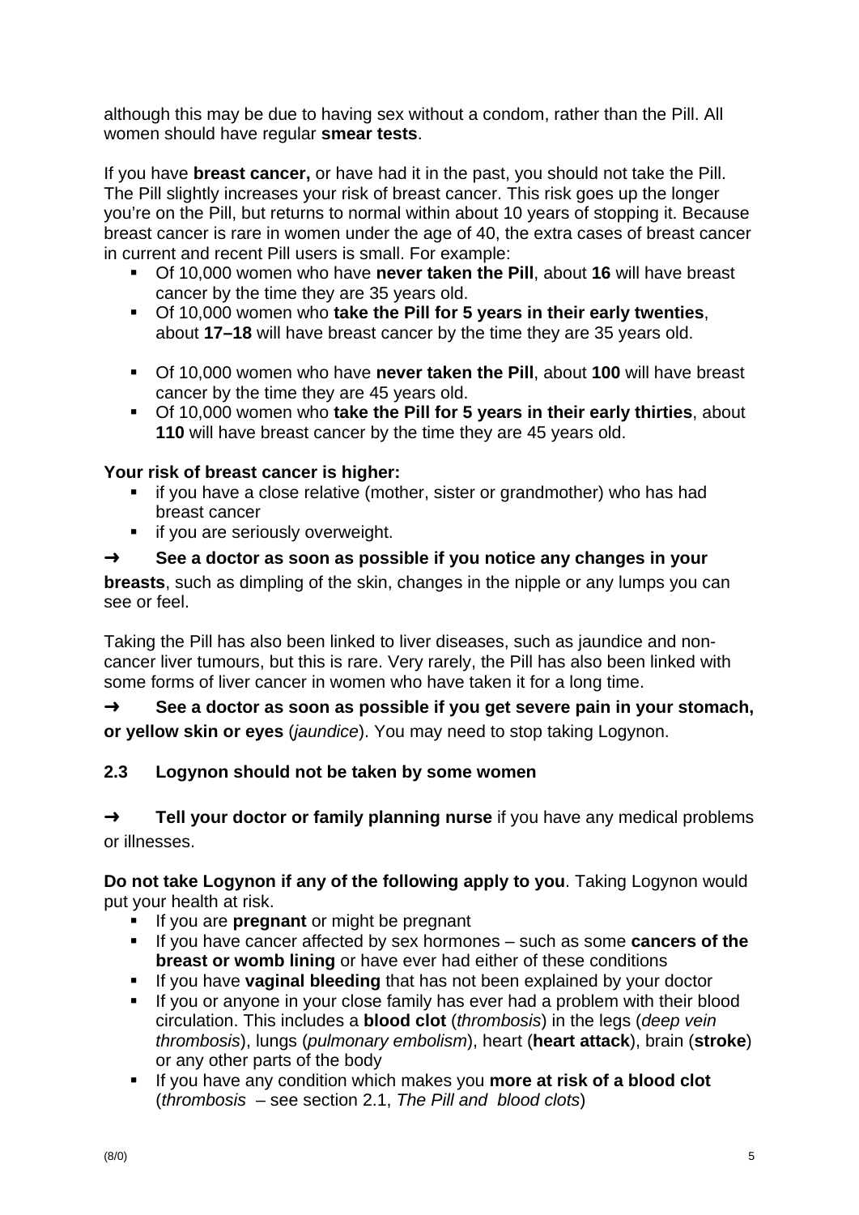although this may be due to having sex without a condom, rather than the Pill. All women should have regular **smear tests**.

If you have **breast cancer,** or have had it in the past, you should not take the Pill. The Pill slightly increases your risk of breast cancer. This risk goes up the longer you're on the Pill, but returns to normal within about 10 years of stopping it. Because breast cancer is rare in women under the age of 40, the extra cases of breast cancer in current and recent Pill users is small. For example:

- Of 10,000 women who have **never taken the Pill**, about **16** will have breast cancer by the time they are 35 years old.
- Of 10,000 women who **take the Pill for 5 years in their early twenties**, about **17–18** will have breast cancer by the time they are 35 years old.

- Of 10,000 women who have **never taken the Pill**, about **100** will have breast cancer by the time they are 45 years old.
- Of 10,000 women who **take the Pill for 5 years in their early thirties**, about **110** will have breast cancer by the time they are 45 years old.

**Your risk of breast cancer is higher:**

- if you have a close relative (mother, sister or grandmother) who has had breast cancer
- if you are seriously overweight.

➜ **See a doctor as soon as possible if you notice any changes in your breasts**, such as dimpling of the skin, changes in the nipple or any lumps you can see or feel.

Taking the Pill has also been linked to liver diseases, such as jaundice and non-cancer liver tumours, but this is rare. Very rarely, the Pill has also been linked with some forms of liver cancer in women who have taken it for a long time.

➜ **See a doctor as soon as possible if you get severe pain in your stomach, or yellow skin or eyes** (*jaundice*). You may need to stop taking Logynon.

### 2.3 Logynon should not be taken by some women

➜ **Tell your doctor or family planning nurse** if you have any medical problems or illnesses.

**Do not take Logynon if any of the following apply to you**. Taking Logynon would put your health at risk.

- If you are **pregnant** or might be pregnant
- If you have cancer affected by sex hormones – such as some **cancers of the breast or womb lining** or have ever had either of these conditions
- If you have **vaginal bleeding** that has not been explained by your doctor
- If you or anyone in your close family has ever had a problem with their blood circulation. This includes a **blood clot** (*thrombosis*) in the legs (*deep vein thrombosis*), lungs (*pulmonary embolism*), heart (**heart attack**), brain (**stroke**) or any other parts of the body
- If you have any condition which makes you **more at risk of a blood clot** (*thrombosis* – see section 2.1, *The Pill and blood clots*)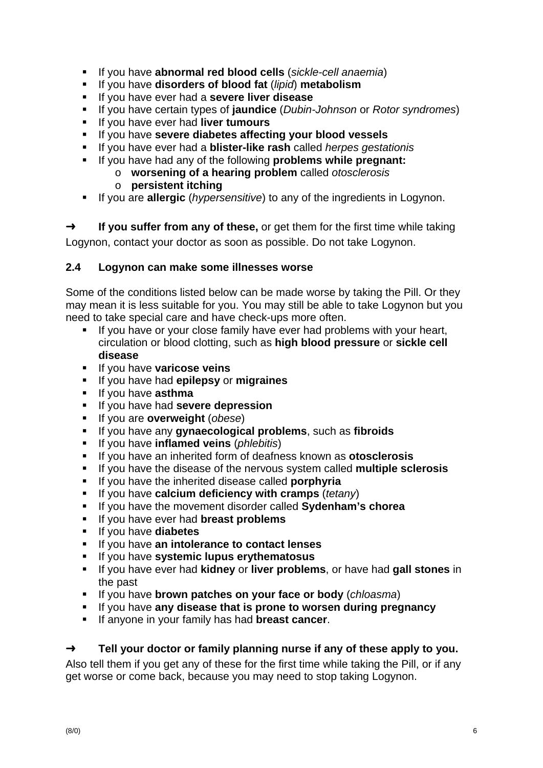- If you have **abnormal red blood cells** (*sickle-cell anaemia*)
- If you have **disorders of blood fat** (*lipid*) **metabolism**
- If you have ever had a **severe liver disease**
- If you have certain types of **jaundice** (*Dubin-Johnson* or *Rotor syndromes*)
- If you have ever had **liver tumours**
- If you have **severe diabetes affecting your blood vessels**
- If you have ever had a **blister-like rash** called *herpes gestationis*
- If you have had any of the following **problems while pregnant:**
  - **worsening of a hearing problem** called *otosclerosis*
  - **persistent itching**
- If you are **allergic** (*hypersensitive*) to any of the ingredients in Logynon.

➜ **If you suffer from any of these,** or get them for the first time while taking Logynon, contact your doctor as soon as possible. Do not take Logynon.

### 2.4 Logynon can make some illnesses worse

Some of the conditions listed below can be made worse by taking the Pill. Or they may mean it is less suitable for you. You may still be able to take Logynon but you need to take special care and have check-ups more often.

- If you have or your close family have ever had problems with your heart, circulation or blood clotting, such as **high blood pressure** or **sickle cell disease**
- If you have **varicose veins**
- If you have had **epilepsy** or **migraines**
- If you have **asthma**
- If you have had **severe depression**
- If you are **overweight** (*obese*)
- If you have any **gynaecological problems**, such as **fibroids**
- If you have **inflamed veins** (*phlebitis*)
- If you have an inherited form of deafness known as **otosclerosis**
- If you have the disease of the nervous system called **multiple sclerosis**
- If you have the inherited disease called **porphyria**
- If you have **calcium deficiency with cramps** (*tetany*)
- If you have the movement disorder called **Sydenham's chorea**
- If you have ever had **breast problems**
- If you have **diabetes**
- If you have **an intolerance to contact lenses**
- If you have **systemic lupus erythematosus**
- If you have ever had **kidney** or **liver problems**, or have had **gall stones** in the past
- If you have **brown patches on your face or body** (*chloasma*)
- If you have **any disease that is prone to worsen during pregnancy**
- If anyone in your family has had **breast cancer**.

➜ **Tell your doctor or family planning nurse if any of these apply to you.**

Also tell them if you get any of these for the first time while taking the Pill, or if any get worse or come back, because you may need to stop taking Logynon.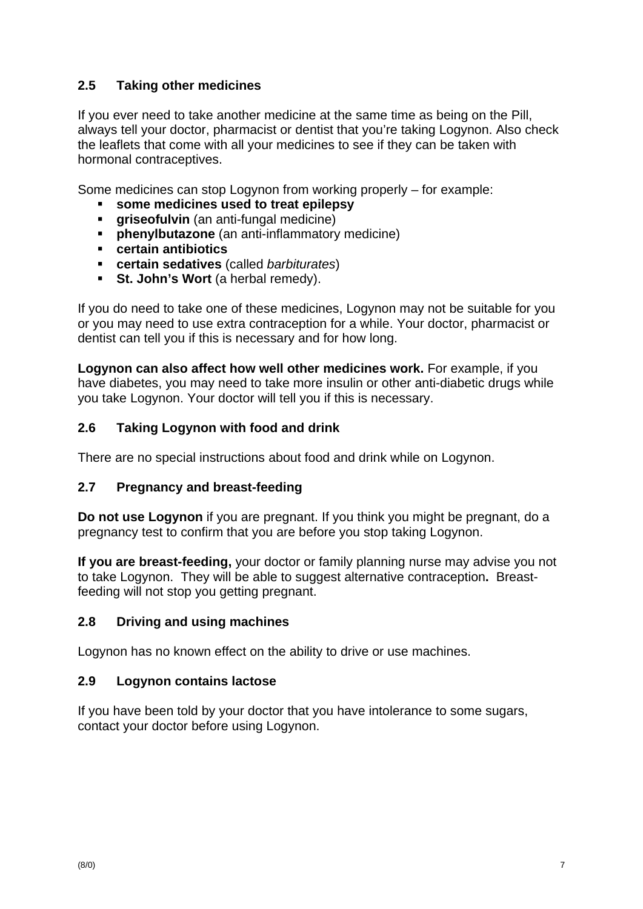### 2.5 Taking other medicines

If you ever need to take another medicine at the same time as being on the Pill, always tell your doctor, pharmacist or dentist that you're taking Logynon. Also check the leaflets that come with all your medicines to see if they can be taken with hormonal contraceptives.

Some medicines can stop Logynon from working properly – for example:

- **some medicines used to treat epilepsy**
- **griseofulvin** (an anti-fungal medicine)
- **phenylbutazone** (an anti-inflammatory medicine)
- **certain antibiotics**
- **certain sedatives** (called *barbiturates*)
- **St. John's Wort** (a herbal remedy).

If you do need to take one of these medicines, Logynon may not be suitable for you or you may need to use extra contraception for a while. Your doctor, pharmacist or dentist can tell you if this is necessary and for how long.

**Logynon can also affect how well other medicines work.** For example, if you have diabetes, you may need to take more insulin or other anti-diabetic drugs while you take Logynon. Your doctor will tell you if this is necessary.

### 2.6 Taking Logynon with food and drink

There are no special instructions about food and drink while on Logynon.

### 2.7 Pregnancy and breast-feeding

**Do not use Logynon** if you are pregnant. If you think you might be pregnant, do a pregnancy test to confirm that you are before you stop taking Logynon.

**If you are breast-feeding,** your doctor or family planning nurse may advise you not to take Logynon. They will be able to suggest alternative contraception**.** Breast-feeding will not stop you getting pregnant.

### 2.8 Driving and using machines

Logynon has no known effect on the ability to drive or use machines.

### 2.9 Logynon contains lactose

If you have been told by your doctor that you have intolerance to some sugars, contact your doctor before using Logynon.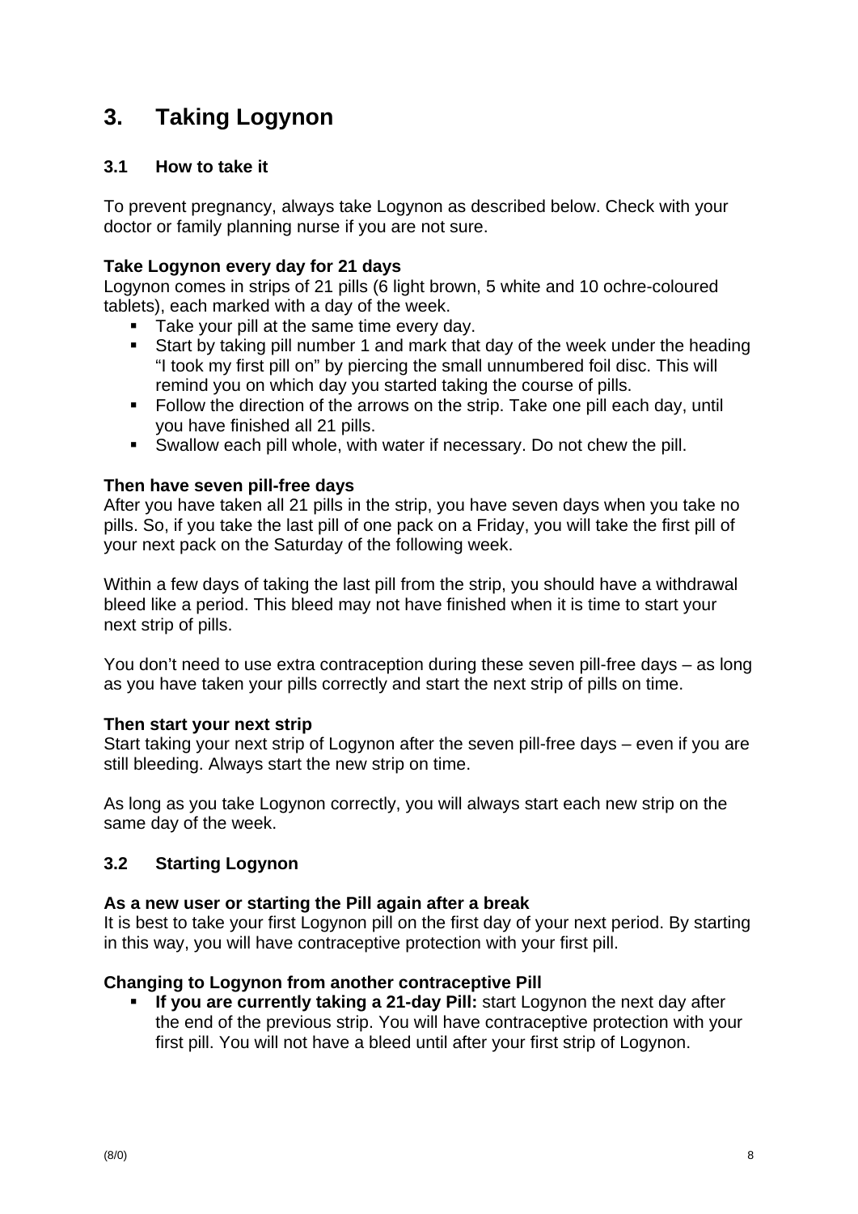# 3. Taking Logynon

## 3.1 How to take it

To prevent pregnancy, always take Logynon as described below. Check with your doctor or family planning nurse if you are not sure.

**Take Logynon every day for 21 days**

Logynon comes in strips of 21 pills (6 light brown, 5 white and 10 ochre-coloured tablets), each marked with a day of the week.

- Take your pill at the same time every day.
- Start by taking pill number 1 and mark that day of the week under the heading "I took my first pill on" by piercing the small unnumbered foil disc. This will remind you on which day you started taking the course of pills.
- Follow the direction of the arrows on the strip. Take one pill each day, until you have finished all 21 pills.
- Swallow each pill whole, with water if necessary. Do not chew the pill.

**Then have seven pill-free days**

After you have taken all 21 pills in the strip, you have seven days when you take no pills. So, if you take the last pill of one pack on a Friday, you will take the first pill of your next pack on the Saturday of the following week.

Within a few days of taking the last pill from the strip, you should have a withdrawal bleed like a period. This bleed may not have finished when it is time to start your next strip of pills.

You don't need to use extra contraception during these seven pill-free days – as long as you have taken your pills correctly and start the next strip of pills on time.

**Then start your next strip**

Start taking your next strip of Logynon after the seven pill-free days – even if you are still bleeding. Always start the new strip on time.

As long as you take Logynon correctly, you will always start each new strip on the same day of the week.

## 3.2 Starting Logynon

**As a new user or starting the Pill again after a break**

It is best to take your first Logynon pill on the first day of your next period. By starting in this way, you will have contraceptive protection with your first pill.

**Changing to Logynon from another contraceptive Pill**

- **If you are currently taking a 21-day Pill:** start Logynon the next day after the end of the previous strip. You will have contraceptive protection with your first pill. You will not have a bleed until after your first strip of Logynon.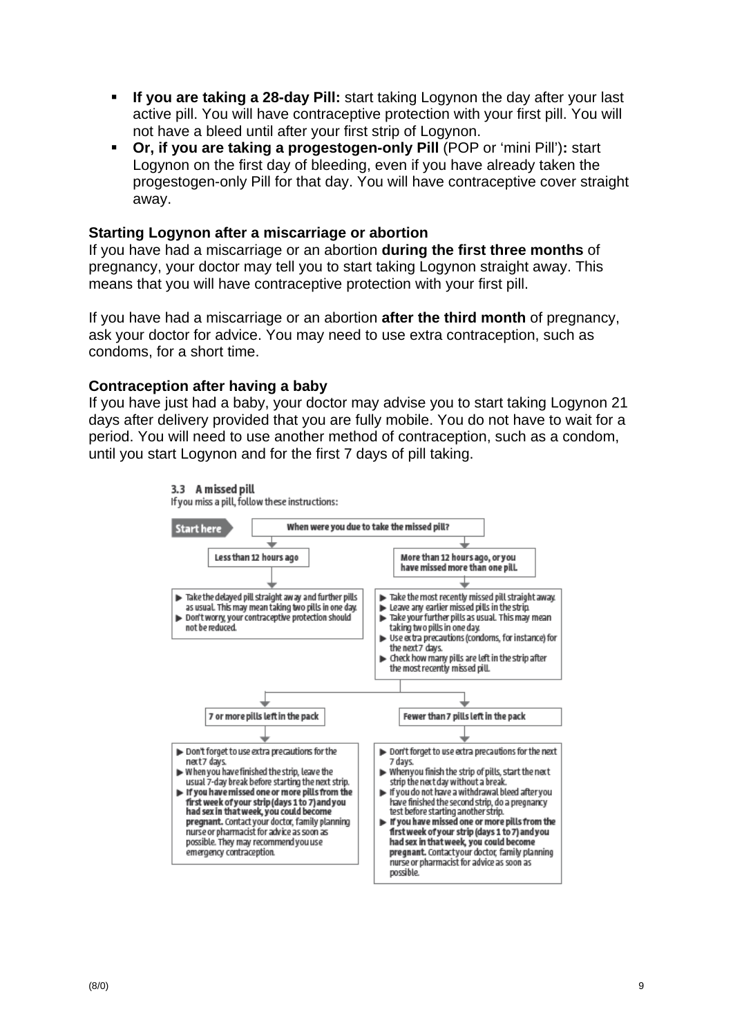- **If you are taking a 28-day Pill:** start taking Logynon the day after your last active pill. You will have contraceptive protection with your first pill. You will not have a bleed until after your first strip of Logynon.
- **Or, if you are taking a progestogen-only Pill** (POP or 'mini Pill')**:** start Logynon on the first day of bleeding, even if you have already taken the progestogen-only Pill for that day. You will have contraceptive cover straight away.

**Starting Logynon after a miscarriage or abortion**

If you have had a miscarriage or an abortion **during the first three months** of pregnancy, your doctor may tell you to start taking Logynon straight away. This means that you will have contraceptive protection with your first pill.

If you have had a miscarriage or an abortion **after the third month** of pregnancy, ask your doctor for advice. You may need to use extra contraception, such as condoms, for a short time.

**Contraception after having a baby**

If you have just had a baby, your doctor may advise you to start taking Logynon 21 days after delivery provided that you are fully mobile. You do not have to wait for a period. You will need to use another method of contraception, such as a condom, until you start Logynon and for the first 7 days of pill taking.

### 3.3 A missed pill

If you miss a pill, follow these instructions:

**Start here** – When were you due to take the missed pill?

**Less than 12 hours ago**

- Take the delayed pill straight away and further pills as usual. This may mean taking two pills in one day.
- Don't worry, your contraceptive protection should not be reduced.

**More than 12 hours ago, or you have missed more than one pill.**

- Take the most recently missed pill straight away.
- Leave any earlier missed pills in the strip.
- Take your further pills as usual. This may mean taking two pills in one day.
- Use extra precautions (condoms, for instance) for the next 7 days.
- Check how many pills are left in the strip after the most recently missed pill.

**7 or more pills left in the pack**

- Don't forget to use extra precautions for the next 7 days.
- When you have finished the strip, leave the usual 7-day break before starting the next strip.
- **If you have missed one or more pills from the first week of your strip (days 1 to 7) and you had sex in that week, you could become pregnant.** Contact your doctor, family planning nurse or pharmacist for advice as soon as possible. They may recommend you use emergency contraception.

**Fewer than 7 pills left in the pack**

- Don't forget to use extra precautions for the next 7 days.
- When you finish the strip of pills, start the next strip the next day without a break.
- If you do not have a withdrawal bleed after you have finished the second strip, do a pregnancy test before starting another strip.
- **If you have missed one or more pills from the first week of your strip (days 1 to 7) and you had sex in that week, you could become pregnant.** Contact your doctor, family planning nurse or pharmacist for advice as soon as possible.

(8/0)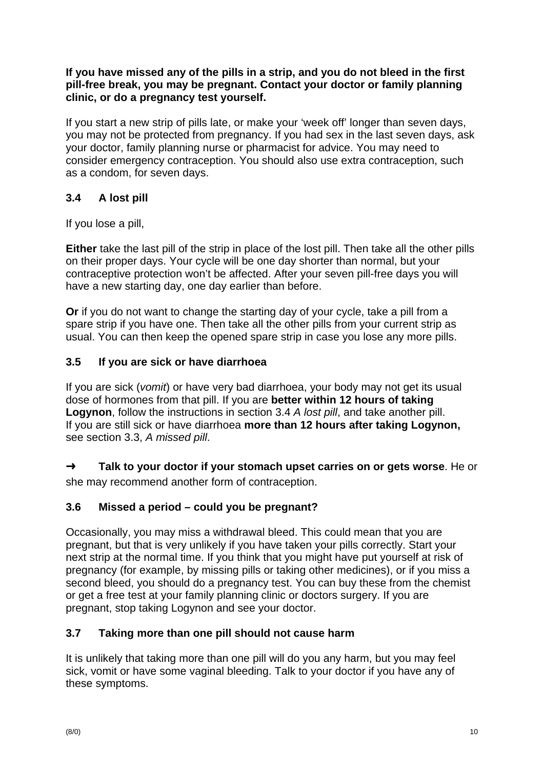**If you have missed any of the pills in a strip, and you do not bleed in the first pill-free break, you may be pregnant. Contact your doctor or family planning clinic, or do a pregnancy test yourself.**

If you start a new strip of pills late, or make your 'week off' longer than seven days, you may not be protected from pregnancy. If you had sex in the last seven days, ask your doctor, family planning nurse or pharmacist for advice. You may need to consider emergency contraception. You should also use extra contraception, such as a condom, for seven days.

### 3.4 A lost pill

If you lose a pill,

**Either** take the last pill of the strip in place of the lost pill. Then take all the other pills on their proper days. Your cycle will be one day shorter than normal, but your contraceptive protection won't be affected. After your seven pill-free days you will have a new starting day, one day earlier than before.

**Or** if you do not want to change the starting day of your cycle, take a pill from a spare strip if you have one. Then take all the other pills from your current strip as usual. You can then keep the opened spare strip in case you lose any more pills.

### 3.5 If you are sick or have diarrhoea

If you are sick (*vomit*) or have very bad diarrhoea, your body may not get its usual dose of hormones from that pill. If you are **better within 12 hours of taking Logynon**, follow the instructions in section 3.4 *A lost pill*, and take another pill. If you are still sick or have diarrhoea **more than 12 hours after taking Logynon,** see section 3.3, *A missed pill*.

➜ **Talk to your doctor if your stomach upset carries on or gets worse**. He or she may recommend another form of contraception.

### 3.6 Missed a period – could you be pregnant?

Occasionally, you may miss a withdrawal bleed. This could mean that you are pregnant, but that is very unlikely if you have taken your pills correctly. Start your next strip at the normal time. If you think that you might have put yourself at risk of pregnancy (for example, by missing pills or taking other medicines), or if you miss a second bleed, you should do a pregnancy test. You can buy these from the chemist or get a free test at your family planning clinic or doctors surgery. If you are pregnant, stop taking Logynon and see your doctor.

### 3.7 Taking more than one pill should not cause harm

It is unlikely that taking more than one pill will do you any harm, but you may feel sick, vomit or have some vaginal bleeding. Talk to your doctor if you have any of these symptoms.

(8/0)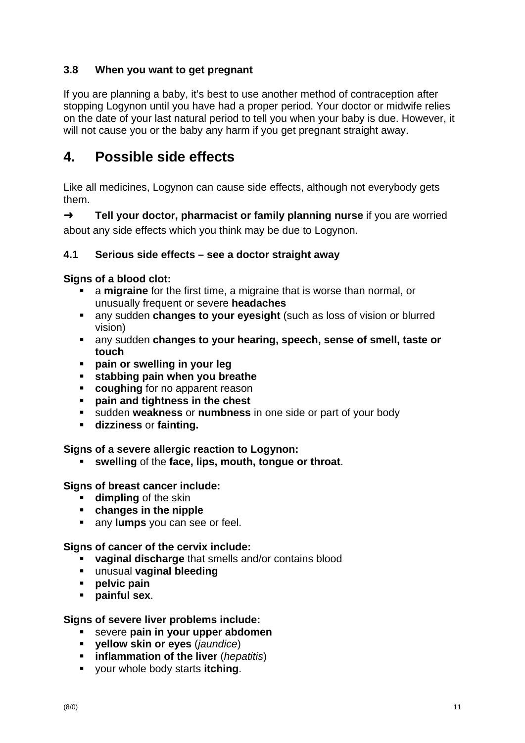### 3.8 When you want to get pregnant

If you are planning a baby, it's best to use another method of contraception after stopping Logynon until you have had a proper period. Your doctor or midwife relies on the date of your last natural period to tell you when your baby is due. However, it will not cause you or the baby any harm if you get pregnant straight away.

## 4. Possible side effects

Like all medicines, Logynon can cause side effects, although not everybody gets them.

➜ **Tell your doctor, pharmacist or family planning nurse** if you are worried about any side effects which you think may be due to Logynon.

### 4.1 Serious side effects – see a doctor straight away

**Signs of a blood clot:**

- a **migraine** for the first time, a migraine that is worse than normal, or unusually frequent or severe **headaches**
- any sudden **changes to your eyesight** (such as loss of vision or blurred vision)
- any sudden **changes to your hearing, speech, sense of smell, taste or touch**
- **pain or swelling in your leg**
- **stabbing pain when you breathe**
- **coughing** for no apparent reason
- **pain and tightness in the chest**
- sudden **weakness** or **numbness** in one side or part of your body
- **dizziness** or **fainting.**

**Signs of a severe allergic reaction to Logynon:**

- **swelling** of the **face, lips, mouth, tongue or throat**.

**Signs of breast cancer include:**

- **dimpling** of the skin
- **changes in the nipple**
- any **lumps** you can see or feel.

**Signs of cancer of the cervix include:**

- **vaginal discharge** that smells and/or contains blood
- unusual **vaginal bleeding**
- **pelvic pain**
- **painful sex**.

**Signs of severe liver problems include:**

- severe **pain in your upper abdomen**
- **yellow skin or eyes** (*jaundice*)
- **inflammation of the liver** (*hepatitis*)
- your whole body starts **itching**.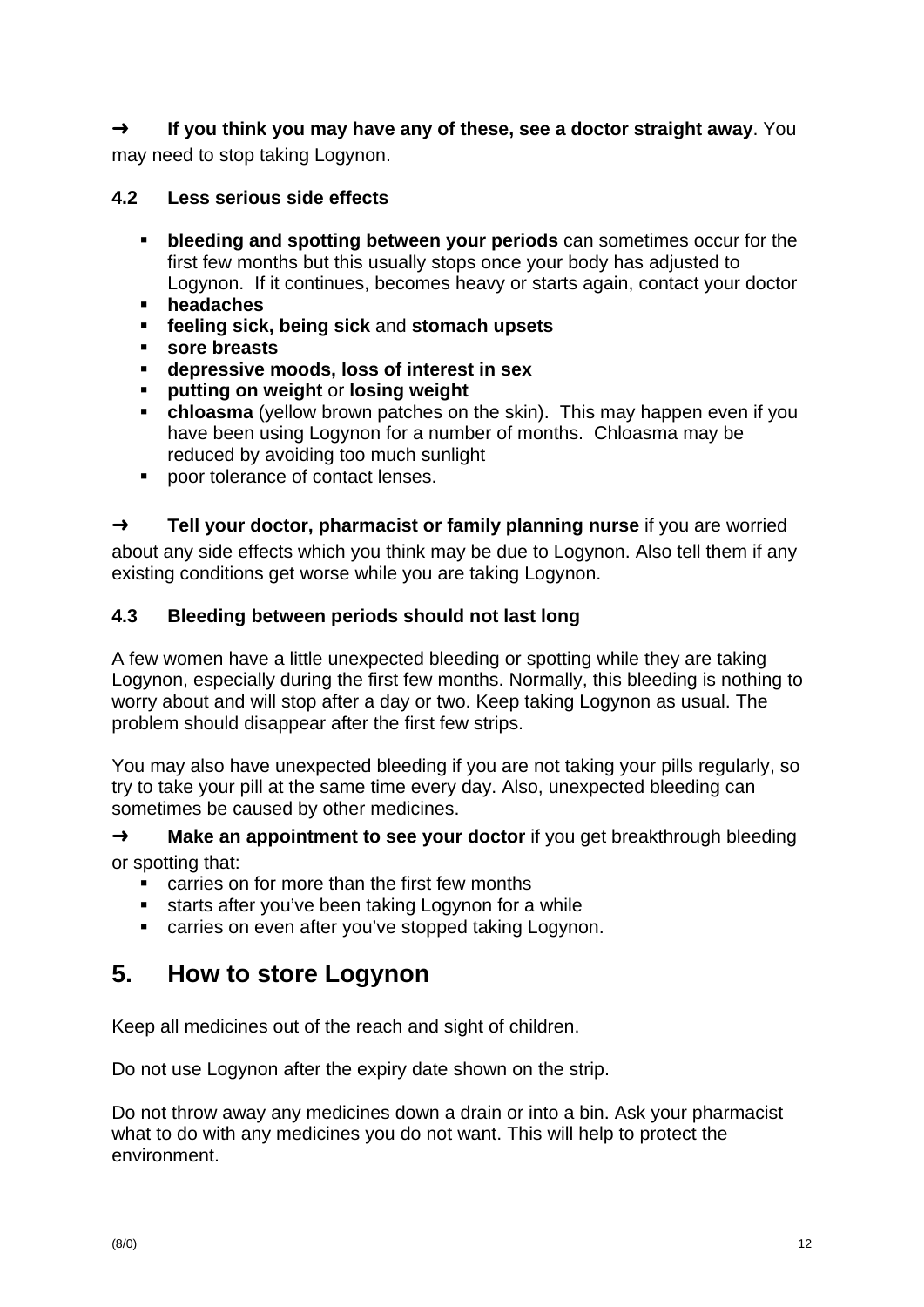➜ **If you think you may have any of these, see a doctor straight away**. You may need to stop taking Logynon.

### 4.2 Less serious side effects

- **bleeding and spotting between your periods** can sometimes occur for the first few months but this usually stops once your body has adjusted to Logynon. If it continues, becomes heavy or starts again, contact your doctor
- **headaches**
- **feeling sick, being sick** and **stomach upsets**
- **sore breasts**
- **depressive moods, loss of interest in sex**
- **putting on weight** or **losing weight**
- **chloasma** (yellow brown patches on the skin). This may happen even if you have been using Logynon for a number of months. Chloasma may be reduced by avoiding too much sunlight
- poor tolerance of contact lenses.

➜ **Tell your doctor, pharmacist or family planning nurse** if you are worried about any side effects which you think may be due to Logynon. Also tell them if any existing conditions get worse while you are taking Logynon.

### 4.3 Bleeding between periods should not last long

A few women have a little unexpected bleeding or spotting while they are taking Logynon, especially during the first few months. Normally, this bleeding is nothing to worry about and will stop after a day or two. Keep taking Logynon as usual. The problem should disappear after the first few strips.

You may also have unexpected bleeding if you are not taking your pills regularly, so try to take your pill at the same time every day. Also, unexpected bleeding can sometimes be caused by other medicines.

➜ **Make an appointment to see your doctor** if you get breakthrough bleeding or spotting that:

- carries on for more than the first few months
- starts after you've been taking Logynon for a while
- carries on even after you've stopped taking Logynon.

## 5. How to store Logynon

Keep all medicines out of the reach and sight of children.

Do not use Logynon after the expiry date shown on the strip.

Do not throw away any medicines down a drain or into a bin. Ask your pharmacist what to do with any medicines you do not want. This will help to protect the environment.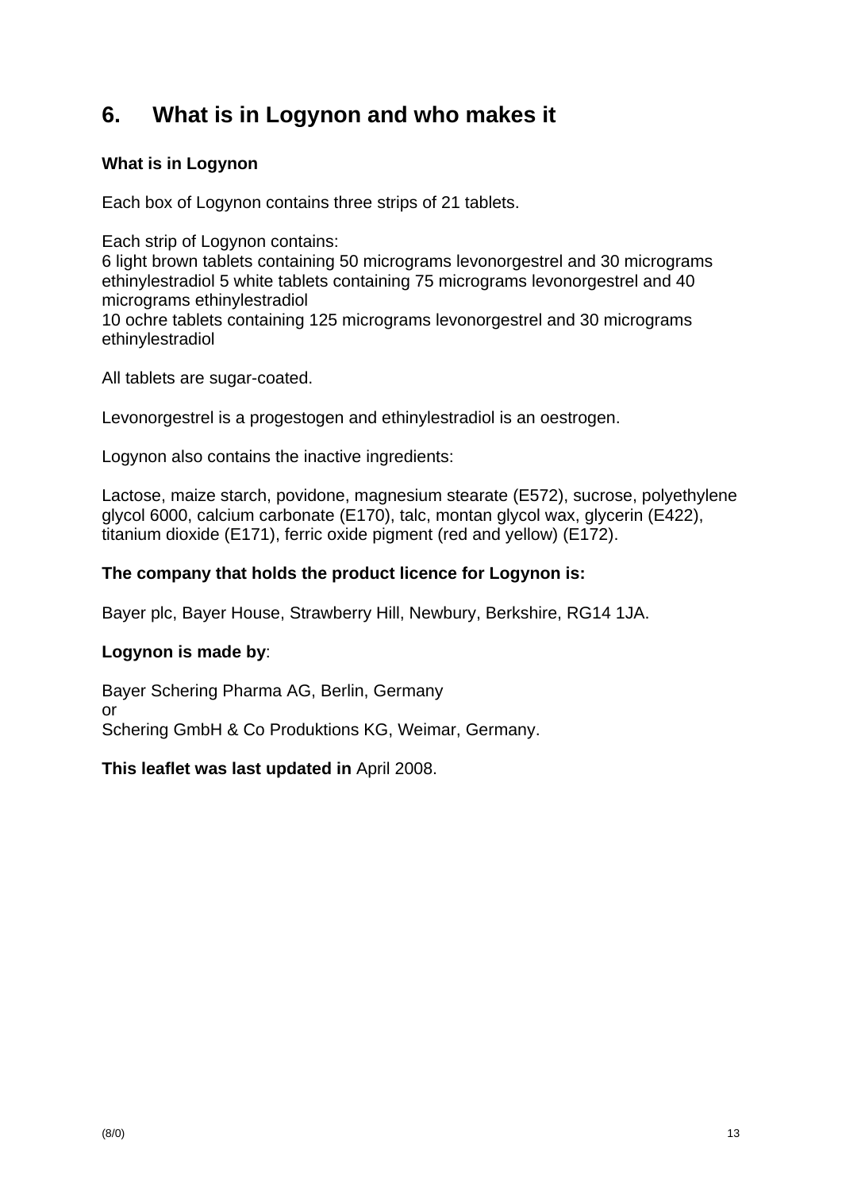## 6. What is in Logynon and who makes it

**What is in Logynon**

Each box of Logynon contains three strips of 21 tablets.

Each strip of Logynon contains:
6 light brown tablets containing 50 micrograms levonorgestrel and 30 micrograms ethinylestradiol 5 white tablets containing 75 micrograms levonorgestrel and 40 micrograms ethinylestradiol
10 ochre tablets containing 125 micrograms levonorgestrel and 30 micrograms ethinylestradiol

All tablets are sugar-coated.

Levonorgestrel is a progestogen and ethinylestradiol is an oestrogen.

Logynon also contains the inactive ingredients:

Lactose, maize starch, povidone, magnesium stearate (E572), sucrose, polyethylene glycol 6000, calcium carbonate (E170), talc, montan glycol wax, glycerin (E422), titanium dioxide (E171), ferric oxide pigment (red and yellow) (E172).

**The company that holds the product licence for Logynon is:**

Bayer plc, Bayer House, Strawberry Hill, Newbury, Berkshire, RG14 1JA.

**Logynon is made by**:

Bayer Schering Pharma AG, Berlin, Germany
or
Schering GmbH & Co Produktions KG, Weimar, Germany.

**This leaflet was last updated in** April 2008.

(8/0)